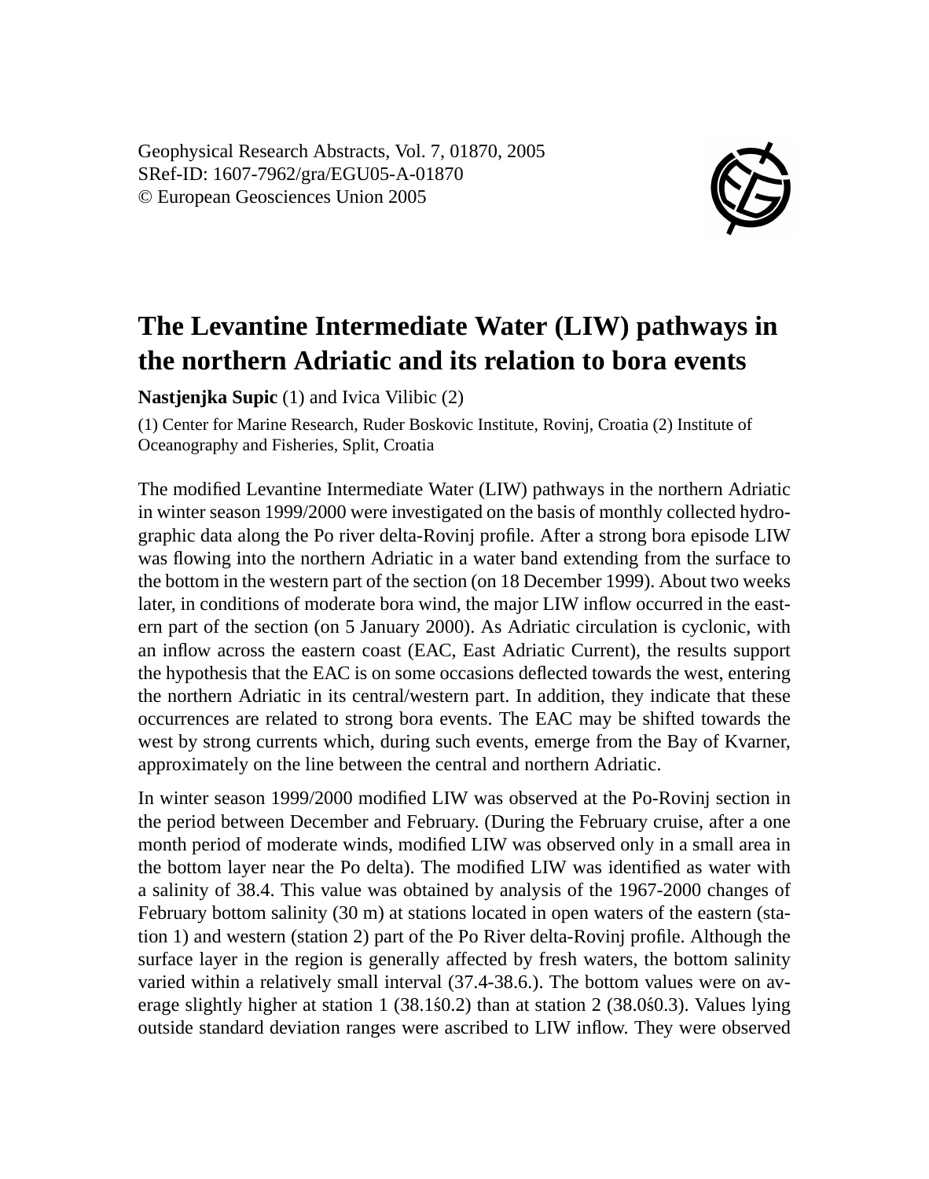Geophysical Research Abstracts, Vol. 7, 01870, 2005
SRef-ID: 1607-7962/gra/EGU05-A-01870
© European Geosciences Union 2005

# The Levantine Intermediate Water (LIW) pathways in the northern Adriatic and its relation to bora events

**Nastjenjka Supic** (1) and Ivica Vilibic (2)

(1) Center for Marine Research, Ruder Boskovic Institute, Rovinj, Croatia (2) Institute of Oceanography and Fisheries, Split, Croatia

The modified Levantine Intermediate Water (LIW) pathways in the northern Adriatic in winter season 1999/2000 were investigated on the basis of monthly collected hydrographic data along the Po river delta-Rovinj profile. After a strong bora episode LIW was flowing into the northern Adriatic in a water band extending from the surface to the bottom in the western part of the section (on 18 December 1999). About two weeks later, in conditions of moderate bora wind, the major LIW inflow occurred in the eastern part of the section (on 5 January 2000). As Adriatic circulation is cyclonic, with an inflow across the eastern coast (EAC, East Adriatic Current), the results support the hypothesis that the EAC is on some occasions deflected towards the west, entering the northern Adriatic in its central/western part. In addition, they indicate that these occurrences are related to strong bora events. The EAC may be shifted towards the west by strong currents which, during such events, emerge from the Bay of Kvarner, approximately on the line between the central and northern Adriatic.

In winter season 1999/2000 modified LIW was observed at the Po-Rovinj section in the period between December and February. (During the February cruise, after a one month period of moderate winds, modified LIW was observed only in a small area in the bottom layer near the Po delta). The modified LIW was identified as water with a salinity of 38.4. This value was obtained by analysis of the 1967-2000 changes of February bottom salinity (30 m) at stations located in open waters of the eastern (station 1) and western (station 2) part of the Po River delta-Rovinj profile. Although the surface layer in the region is generally affected by fresh waters, the bottom salinity varied within a relatively small interval (37.4-38.6.). The bottom values were on average slightly higher at station 1 (38.1ś0.2) than at station 2 (38.0ś0.3). Values lying outside standard deviation ranges were ascribed to LIW inflow. They were observed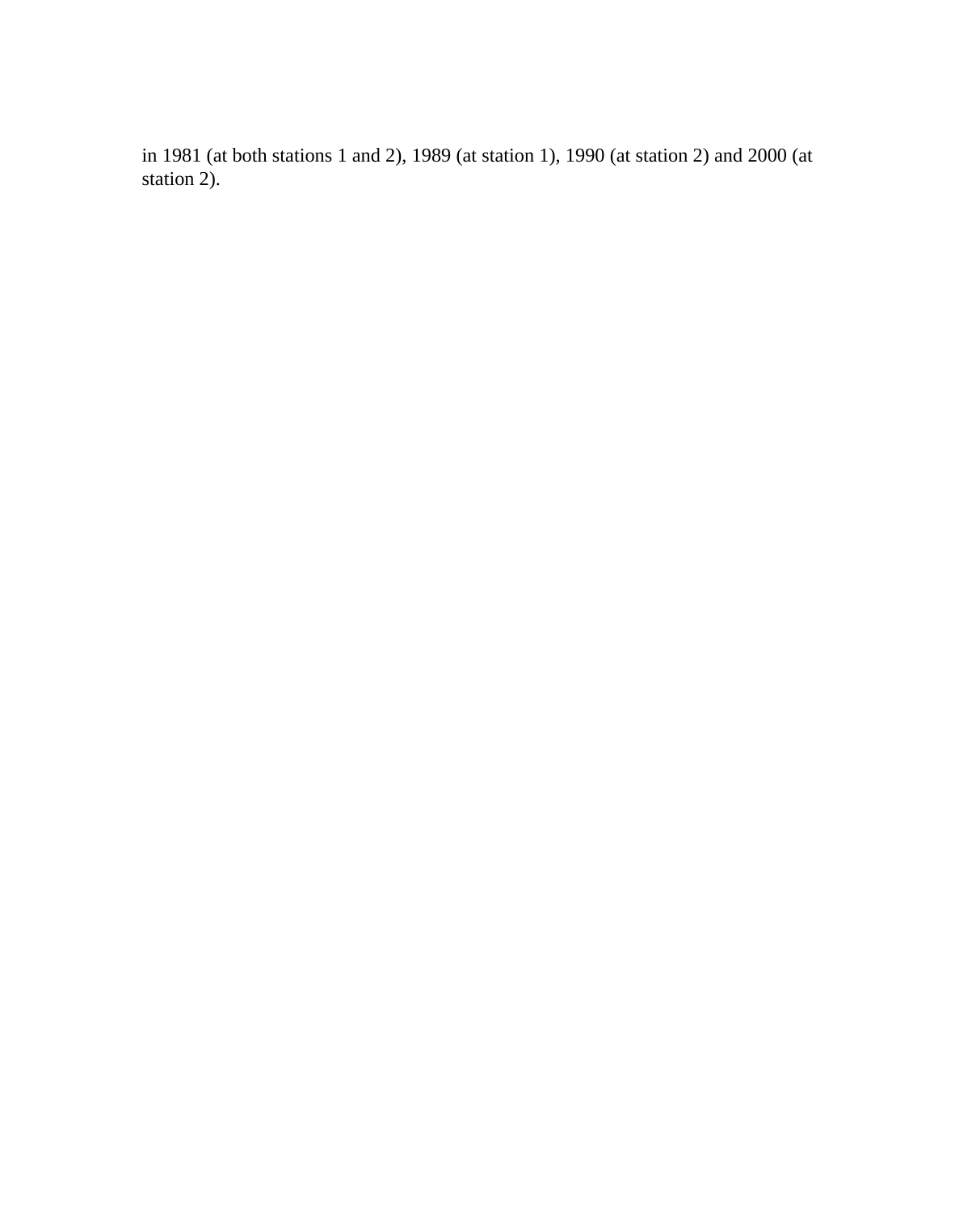in 1981 (at both stations 1 and 2), 1989 (at station 1), 1990 (at station 2) and 2000 (at station 2).